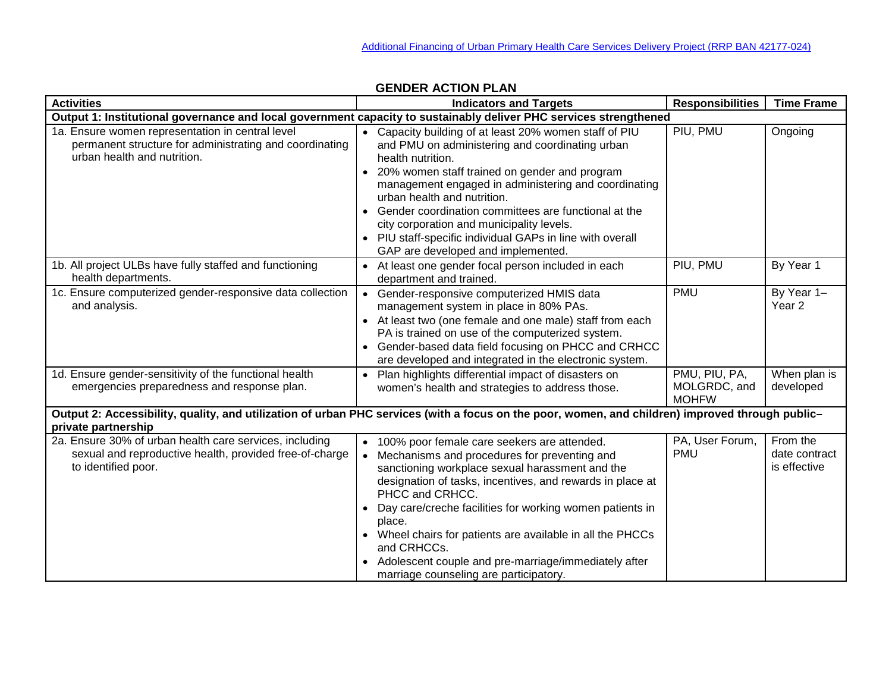## GENDER ACTION PLAN

| Activities | Indicators and Targets | Responsibilities | Time Frame |
|---|---|---|---|
| **Output 1: Institutional governance and local government capacity to sustainably deliver PHC services strengthened** | | | |
| 1a. Ensure women representation in central level permanent structure for administrating and coordinating urban health and nutrition. | • Capacity building of at least 20% women staff of PIU and PMU on administering and coordinating urban health nutrition.<br>• 20% women staff trained on gender and program management engaged in administering and coordinating urban health and nutrition.<br>• Gender coordination committees are functional at the city corporation and municipality levels.<br>• PIU staff-specific individual GAPs in line with overall GAP are developed and implemented. | PIU, PMU | Ongoing |
| 1b. All project ULBs have fully staffed and functioning health departments. | • At least one gender focal person included in each department and trained. | PIU, PMU | By Year 1 |
| 1c. Ensure computerized gender-responsive data collection and analysis. | • Gender-responsive computerized HMIS data management system in place in 80% PAs.<br>• At least two (one female and one male) staff from each PA is trained on use of the computerized system.<br>• Gender-based data field focusing on PHCC and CRHCC are developed and integrated in the electronic system. | PMU | By Year 1–Year 2 |
| 1d. Ensure gender-sensitivity of the functional health emergencies preparedness and response plan. | • Plan highlights differential impact of disasters on women's health and strategies to address those. | PMU, PIU, PA, MOLGRDC, and MOHFW | When plan is developed |
| **Output 2: Accessibility, quality, and utilization of urban PHC services (with a focus on the poor, women, and children) improved through public–private partnership** | | | |
| 2a. Ensure 30% of urban health care services, including sexual and reproductive health, provided free-of-charge to identified poor. | • 100% poor female care seekers are attended.<br>• Mechanisms and procedures for preventing and sanctioning workplace sexual harassment and the designation of tasks, incentives, and rewards in place at PHCC and CRHCC.<br>• Day care/creche facilities for working women patients in place.<br>• Wheel chairs for patients are available in all the PHCCs and CRHCCs.<br>• Adolescent couple and pre-marriage/immediately after marriage counseling are participatory. | PA, User Forum, PMU | From the date contract is effective |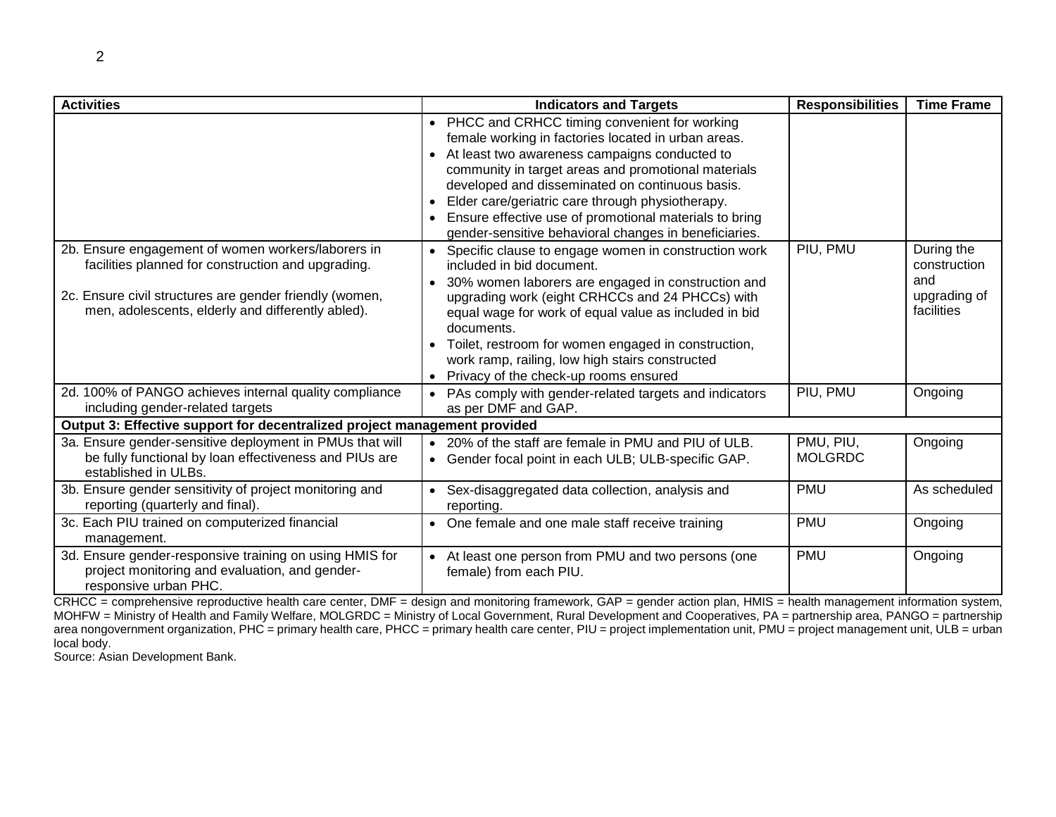| Activities | Indicators and Targets | Responsibilities | Time Frame |
|---|---|---|---|
| | • PHCC and CRHCC timing convenient for working female working in factories located in urban areas.<br>• At least two awareness campaigns conducted to community in target areas and promotional materials developed and disseminated on continuous basis.<br>• Elder care/geriatric care through physiotherapy.<br>• Ensure effective use of promotional materials to bring gender-sensitive behavioral changes in beneficiaries. | | |
| 2b. Ensure engagement of women workers/laborers in facilities planned for construction and upgrading.<br><br>2c. Ensure civil structures are gender friendly (women, men, adolescents, elderly and differently abled). | • Specific clause to engage women in construction work included in bid document.<br>• 30% women laborers are engaged in construction and upgrading work (eight CRHCCs and 24 PHCCs) with equal wage for work of equal value as included in bid documents.<br>• Toilet, restroom for women engaged in construction, work ramp, railing, low high stairs constructed<br>• Privacy of the check-up rooms ensured | PIU, PMU | During the construction and upgrading of facilities |
| 2d. 100% of PANGO achieves internal quality compliance including gender-related targets | • PAs comply with gender-related targets and indicators as per DMF and GAP. | PIU, PMU | Ongoing |
| **Output 3: Effective support for decentralized project management provided** | | | |
| 3a. Ensure gender-sensitive deployment in PMUs that will be fully functional by loan effectiveness and PIUs are established in ULBs. | • 20% of the staff are female in PMU and PIU of ULB.<br>• Gender focal point in each ULB; ULB-specific GAP. | PMU, PIU, MOLGRDC | Ongoing |
| 3b. Ensure gender sensitivity of project monitoring and reporting (quarterly and final). | • Sex-disaggregated data collection, analysis and reporting. | PMU | As scheduled |
| 3c. Each PIU trained on computerized financial management. | • One female and one male staff receive training | PMU | Ongoing |
| 3d. Ensure gender-responsive training on using HMIS for project monitoring and evaluation, and gender-responsive urban PHC. | • At least one person from PMU and two persons (one female) from each PIU. | PMU | Ongoing |

CRHCC = comprehensive reproductive health care center, DMF = design and monitoring framework, GAP = gender action plan, HMIS = health management information system, MOHFW = Ministry of Health and Family Welfare, MOLGRDC = Ministry of Local Government, Rural Development and Cooperatives, PA = partnership area, PANGO = partnership area nongovernment organization, PHC = primary health care, PHCC = primary health care center, PIU = project implementation unit, PMU = project management unit, ULB = urban local body.

Source: Asian Development Bank.